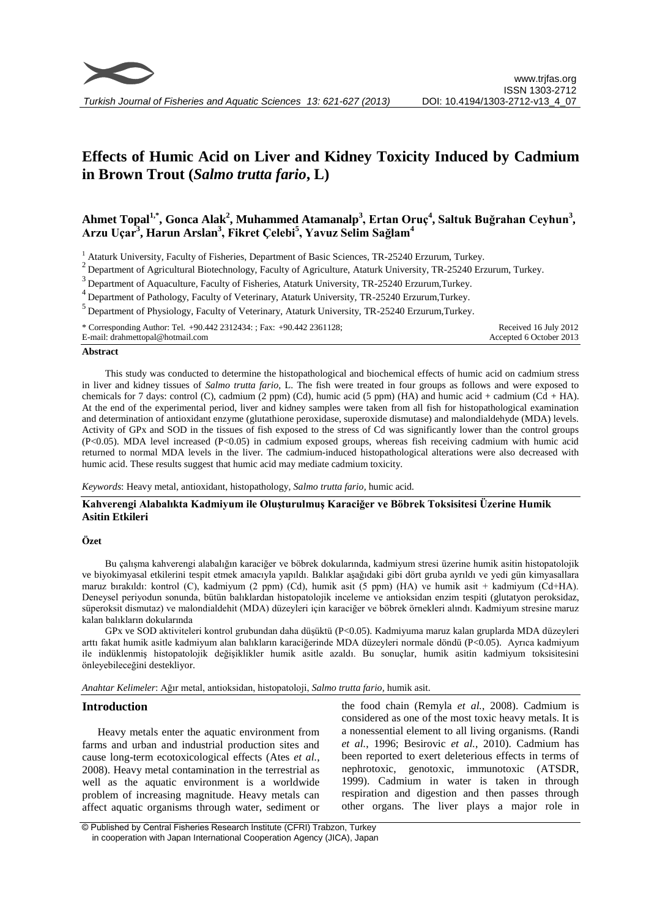# Effects of Humic Acid on Liver and Kidney Toxicity Induced by Cadmium in Brown Trout (*Salmo trutta fario*, L)

**Ahmet Topal[1,*], Gonca Alak[2], Muhammed Atamanalp[3], Ertan Oruç[4], Saltuk Buğrahan Ceyhun[3], Arzu Uçar[3], Harun Arslan[3], Fikret Çelebi[5], Yavuz Selim Sağlam[4]**

[1] Ataturk University, Faculty of Fisheries, Department of Basic Sciences, TR-25240 Erzurum, Turkey.
[2] Department of Agricultural Biotechnology, Faculty of Agriculture, Ataturk University, TR-25240 Erzurum, Turkey.
[3] Department of Aquaculture, Faculty of Fisheries, Ataturk University, TR-25240 Erzurum,Turkey.
[4] Department of Pathology, Faculty of Veterinary, Ataturk University, TR-25240 Erzurum,Turkey.
[5] Department of Physiology, Faculty of Veterinary, Ataturk University, TR-25240 Erzurum,Turkey.

\* Corresponding Author: Tel. +90.442 2312434: ; Fax: +90.442 2361128;
E-mail: drahmettopal@hotmail.com

Received 16 July 2012
Accepted 6 October 2013

## Abstract

This study was conducted to determine the histopathological and biochemical effects of humic acid on cadmium stress in liver and kidney tissues of *Salmo trutta fario,* L. The fish were treated in four groups as follows and were exposed to chemicals for 7 days: control (C), cadmium (2 ppm) (Cd), humic acid (5 ppm) (HA) and humic acid + cadmium (Cd + HA). At the end of the experimental period, liver and kidney samples were taken from all fish for histopathological examination and determination of antioxidant enzyme (glutathione peroxidase, superoxide dismutase) and malondialdehyde (MDA) levels. Activity of GPx and SOD in the tissues of fish exposed to the stress of Cd was significantly lower than the control groups ($P<0.05$). MDA level increased ($P<0.05$) in cadmium exposed groups, whereas fish receiving cadmium with humic acid returned to normal MDA levels in the liver. The cadmium-induced histopathological alterations were also decreased with humic acid. These results suggest that humic acid may mediate cadmium toxicity.

*Keywords*: Heavy metal, antioxidant, histopathology, *Salmo trutta fario,* humic acid.

**Kahverengi Alabalıkta Kadmiyum ile Oluşturulmuş Karaciğer ve Böbrek Toksisitesi Üzerine Humik Asitin Etkileri**

### Özet

Bu çalışma kahverengi alabalığın karaciğer ve böbrek dokularında, kadmiyum stresi üzerine humik asitin histopatolojik ve biyokimyasal etkilerini tespit etmek amacıyla yapıldı. Balıklar aşağıdaki gibi dört gruba ayrıldı ve yedi gün kimyasallara maruz bırakıldı: kontrol (C), kadmiyum (2 ppm) (Cd), humik asit (5 ppm) (HA) ve humik asit + kadmiyum (Cd+HA). Deneysel periyodun sonunda, bütün balıklardan histopatolojik inceleme ve antioksidan enzim tespiti (glutatyon peroksidaz, süperoksit dismutaz) ve malondialdehit (MDA) düzeyleri için karaciğer ve böbrek örnekleri alındı. Kadmiyum stresine maruz kalan balıkların dokularında

GPx ve SOD aktiviteleri kontrol grubundan daha düşüktü ($P<0.05$). Kadmiyuma maruz kalan gruplarda MDA düzeyleri arttı fakat humik asitle kadmiyum alan balıkların karaciğerinde MDA düzeyleri normale döndü ($P<0.05$). Ayrıca kadmiyum ile indüklenmiş histopatolojik değişiklikler humik asitle azaldı. Bu sonuçlar, humik asitin kadmiyum toksisitesini önleyebileceğini destekliyor.

*Anahtar Kelimeler*: Ağır metal, antioksidan, histopatoloji, *Salmo trutta fario,* humik asit.

## Introduction

Heavy metals enter the aquatic environment from farms and urban and industrial production sites and cause long-term ecotoxicological effects (Ates *et al.*, 2008). Heavy metal contamination in the terrestrial as well as the aquatic environment is a worldwide problem of increasing magnitude. Heavy metals can affect aquatic organisms through water, sediment or the food chain (Remyla *et al.*, 2008). Cadmium is considered as one of the most toxic heavy metals. It is a nonessential element to all living organisms. (Randi *et al.*, 1996; Besirovic *et al.*, 2010). Cadmium has been reported to exert deleterious effects in terms of nephrotoxic, genotoxic, immunotoxic (ATSDR, 1999). Cadmium in water is taken in through respiration and digestion and then passes through other organs. The liver plays a major role in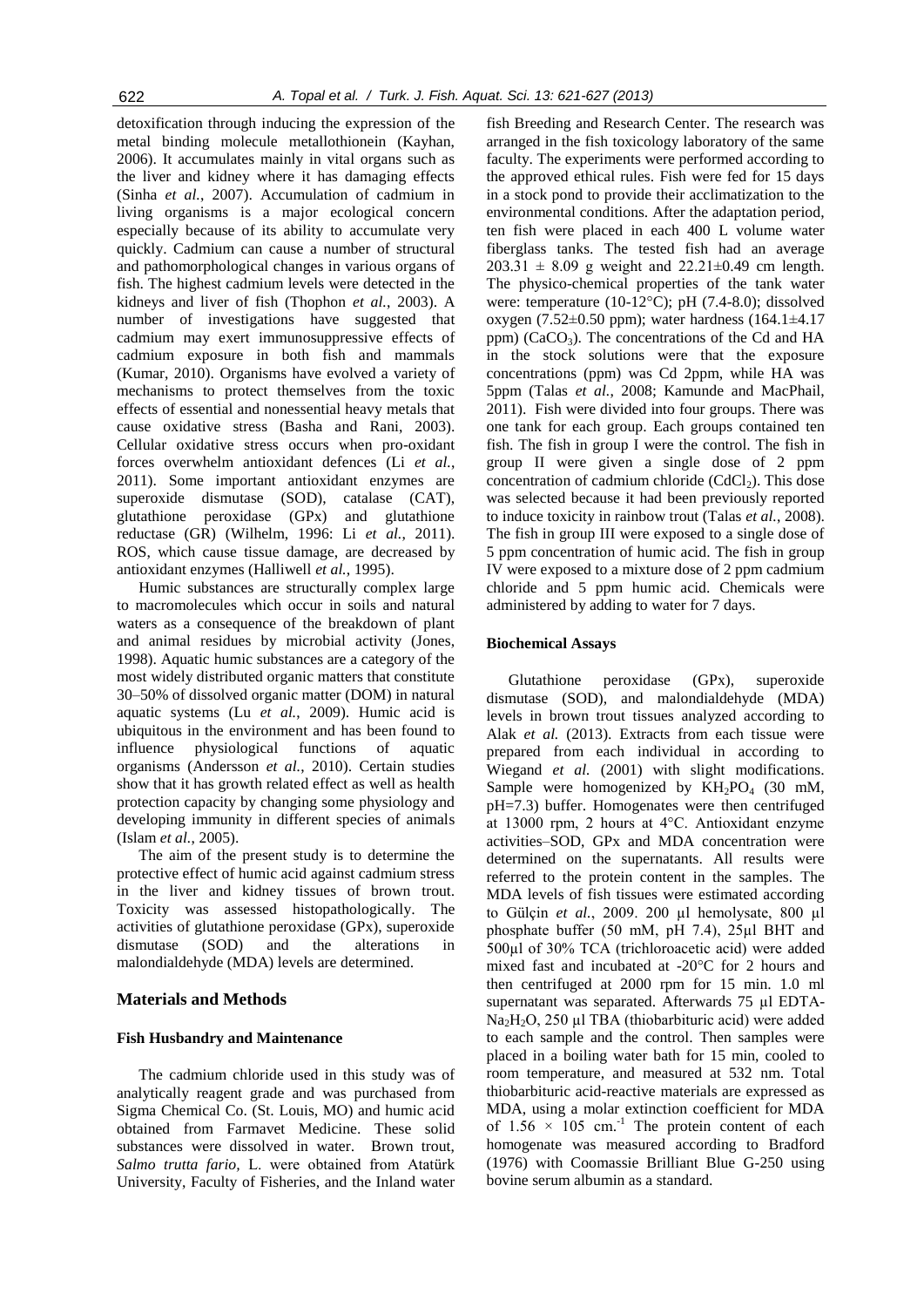detoxification through inducing the expression of the metal binding molecule metallothionein (Kayhan, 2006). It accumulates mainly in vital organs such as the liver and kidney where it has damaging effects (Sinha *et al.*, 2007). Accumulation of cadmium in living organisms is a major ecological concern especially because of its ability to accumulate very quickly. Cadmium can cause a number of structural and pathomorphological changes in various organs of fish. The highest cadmium levels were detected in the kidneys and liver of fish (Thophon *et al.*, 2003). A number of investigations have suggested that cadmium may exert immunosuppressive effects of cadmium exposure in both fish and mammals (Kumar, 2010). Organisms have evolved a variety of mechanisms to protect themselves from the toxic effects of essential and nonessential heavy metals that cause oxidative stress (Basha and Rani, 2003). Cellular oxidative stress occurs when pro-oxidant forces overwhelm antioxidant defences (Li *et al.*, 2011). Some important antioxidant enzymes are superoxide dismutase (SOD), catalase (CAT), glutathione peroxidase (GPx) and glutathione reductase (GR) (Wilhelm, 1996: Li *et al.*, 2011). ROS, which cause tissue damage, are decreased by antioxidant enzymes (Halliwell *et al.*, 1995).

Humic substances are structurally complex large to macromolecules which occur in soils and natural waters as a consequence of the breakdown of plant and animal residues by microbial activity (Jones, 1998). Aquatic humic substances are a category of the most widely distributed organic matters that constitute 30–50% of dissolved organic matter (DOM) in natural aquatic systems (Lu *et al.*, 2009). Humic acid is ubiquitous in the environment and has been found to influence physiological functions of aquatic organisms (Andersson *et al.*, 2010). Certain studies show that it has growth related effect as well as health protection capacity by changing some physiology and developing immunity in different species of animals (Islam *et al.*, 2005).

The aim of the present study is to determine the protective effect of humic acid against cadmium stress in the liver and kidney tissues of brown trout. Toxicity was assessed histopathologically. The activities of glutathione peroxidase (GPx), superoxide dismutase (SOD) and the alterations in malondialdehyde (MDA) levels are determined.

## Materials and Methods

### Fish Husbandry and Maintenance

The cadmium chloride used in this study was of analytically reagent grade and was purchased from Sigma Chemical Co. (St. Louis, MO) and humic acid obtained from Farmavet Medicine. These solid substances were dissolved in water. Brown trout, *Salmo trutta fario*, L. were obtained from Atatürk University, Faculty of Fisheries, and the Inland water fish Breeding and Research Center. The research was arranged in the fish toxicology laboratory of the same faculty. The experiments were performed according to the approved ethical rules. Fish were fed for 15 days in a stock pond to provide their acclimatization to the environmental conditions. After the adaptation period, ten fish were placed in each 400 L volume water fiberglass tanks. The tested fish had an average $203.31 \pm 8.09$ g weight and $22.21 \pm 0.49$ cm length. The physico-chemical properties of the tank water were: temperature (10-12°C); pH (7.4-8.0); dissolved oxygen ($7.52 \pm 0.50$ ppm); water hardness ($164.1 \pm 4.17$ ppm) ($CaCO_3$). The concentrations of the Cd and HA in the stock solutions were that the exposure concentrations (ppm) was Cd 2ppm, while HA was 5ppm (Talas *et al.*, 2008; Kamunde and MacPhail, 2011). Fish were divided into four groups. There was one tank for each group. Each groups contained ten fish. The fish in group I were the control. The fish in group II were given a single dose of 2 ppm concentration of cadmium chloride ($CdCl_2$). This dose was selected because it had been previously reported to induce toxicity in rainbow trout (Talas *et al.*, 2008). The fish in group III were exposed to a single dose of 5 ppm concentration of humic acid. The fish in group IV were exposed to a mixture dose of 2 ppm cadmium chloride and 5 ppm humic acid. Chemicals were administered by adding to water for 7 days.

### Biochemical Assays

Glutathione peroxidase (GPx), superoxide dismutase (SOD), and malondialdehyde (MDA) levels in brown trout tissues analyzed according to Alak *et al.* (2013). Extracts from each tissue were prepared from each individual in according to Wiegand *et al.* (2001) with slight modifications. Sample were homogenized by $KH_2PO_4$ (30 mM, pH=7.3) buffer. Homogenates were then centrifuged at 13000 rpm, 2 hours at 4°C. Antioxidant enzyme activities–SOD, GPx and MDA concentration were determined on the supernatants. All results were referred to the protein content in the samples. The MDA levels of fish tissues were estimated according to Gülçin *et al.*, 2009. 200 µl hemolysate, 800 µl phosphate buffer (50 mM, pH 7.4), 25µl BHT and 500µl of 30% TCA (trichloroacetic acid) were added mixed fast and incubated at -20°C for 2 hours and then centrifuged at 2000 rpm for 15 min. 1.0 ml supernatant was separated. Afterwards 75 µl EDTA-$Na_2H_2O$, 250 µl TBA (thiobarbituric acid) were added to each sample and the control. Then samples were placed in a boiling water bath for 15 min, cooled to room temperature, and measured at 532 nm. Total thiobarbituric acid-reactive materials are expressed as MDA, using a molar extinction coefficient for MDA of $1.56 \times 105$ $cm.^{-1}$ The protein content of each homogenate was measured according to Bradford (1976) with Coomassie Brilliant Blue G-250 using bovine serum albumin as a standard.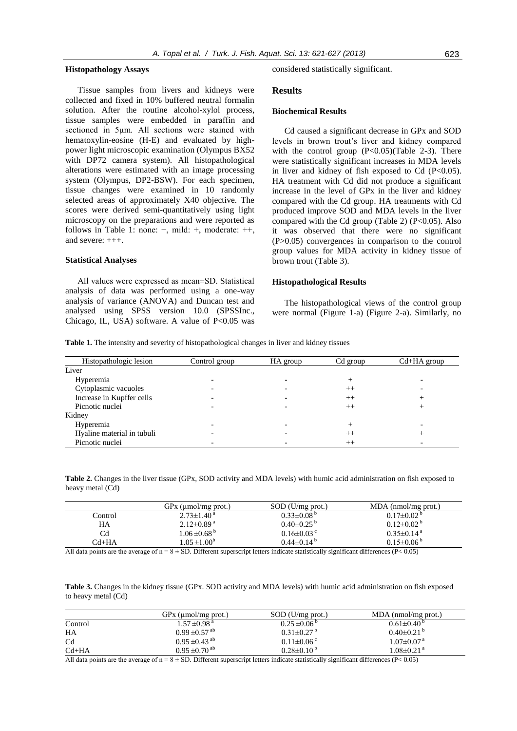### Histopathology Assays

Tissue samples from livers and kidneys were collected and fixed in 10% buffered neutral formalin solution. After the routine alcohol-xylol process, tissue samples were embedded in paraffin and sectioned in 5μm. All sections were stained with hematoxylin-eosine (H-E) and evaluated by high-power light microscopic examination (Olympus BX52 with DP72 camera system). All histopathological alterations were estimated with an image processing system (Olympus, DP2-BSW). For each specimen, tissue changes were examined in 10 randomly selected areas of approximately X40 objective. The scores were derived semi-quantitatively using light microscopy on the preparations and were reported as follows in Table 1: none: −, mild: +, moderate: ++, and severe: +++.

### Statistical Analyses

All values were expressed as mean±SD. Statistical analysis of data was performed using a one-way analysis of variance (ANOVA) and Duncan test and analysed using SPSS version 10.0 (SPSSInc., Chicago, IL, USA) software. A value of $P<0.05$ was considered statistically significant.

## Results

### Biochemical Results

Cd caused a significant decrease in GPx and SOD levels in brown trout's liver and kidney compared with the control group ($P<0.05$)(Table 2-3). There were statistically significant increases in MDA levels in liver and kidney of fish exposed to Cd ($P<0.05$). HA treatment with Cd did not produce a significant increase in the level of GPx in the liver and kidney compared with the Cd group. HA treatments with Cd produced improve SOD and MDA levels in the liver compared with the Cd group (Table 2) ($P<0.05$). Also it was observed that there were no significant ($P>0.05$) convergences in comparison to the control group values for MDA activity in kidney tissue of brown trout (Table 3).

### Histopathological Results

The histopathological views of the control group were normal (Figure 1-a) (Figure 2-a). Similarly, no

**Table 1.** The intensity and severity of histopathological changes in liver and kidney tissues

| Histopathologic lesion | Control group | HA group | Cd group | Cd+HA group |
|---|---|---|---|---|
| Liver | | | | |
| Hyperemia | - | - | + | - |
| Cytoplasmic vacuoles | - | - | ++ | - |
| Increase in Kupffer cells | - | - | ++ | + |
| Picnotic nuclei | - | - | ++ | + |
| Kidney | | | | |
| Hyperemia | - | - | + | - |
| Hyaline material in tubuli | - | - | ++ | + |
| Picnotic nuclei | - | - | ++ | - |

**Table 2.** Changes in the liver tissue (GPx, SOD activity and MDA levels) with humic acid administration on fish exposed to heavy metal (Cd)

| | GPx (μmol/mg prot.) | SOD (U/mg prot.) | MDA (nmol/mg prot.) |
|---|---|---|---|
| Control | $2.73±1.40^{a}$ | $0.33±0.08^{b}$ | $0.17±0.02^{b}$ |
| HA | $2.12±0.89^{a}$ | $0.40±0.25^{b}$ | $0.12±0.02^{b}$ |
| Cd | $1.06±0.68^{b}$ | $0.16±0.03^{c}$ | $0.35±0.14^{a}$ |
| Cd+HA | $1.05±1.00^{b}$ | $0.44±0.14^{b}$ | $0.15±0.06^{b}$ |

All data points are the average of n = 8 ± SD. Different superscript letters indicate statistically significant differences ($P< 0.05$)

**Table 3.** Changes in the kidney tissue (GPx. SOD activity and MDA levels) with humic acid administration on fish exposed to heavy metal (Cd)

| | GPx (μmol/mg prot.) | SOD (U/mg prot.) | MDA (nmol/mg prot.) |
|---|---|---|---|
| Control | $1.57±0.98^{a}$ | $0.25±0.06^{b}$ | $0.61±0.40^{b}$ |
| HA | $0.99±0.57^{ab}$ | $0.31±0.27^{b}$ | $0.40±0.21^{b}$ |
| Cd | $0.95±0.43^{ab}$ | $0.11±0.06^{c}$ | $1.07±0.07^{a}$ |
| Cd+HA | $0.95±0.70^{ab}$ | $0.28±0.10^{b}$ | $1.08±0.21^{a}$ |

All data points are the average of n = 8 ± SD. Different superscript letters indicate statistically significant differences ($P< 0.05$)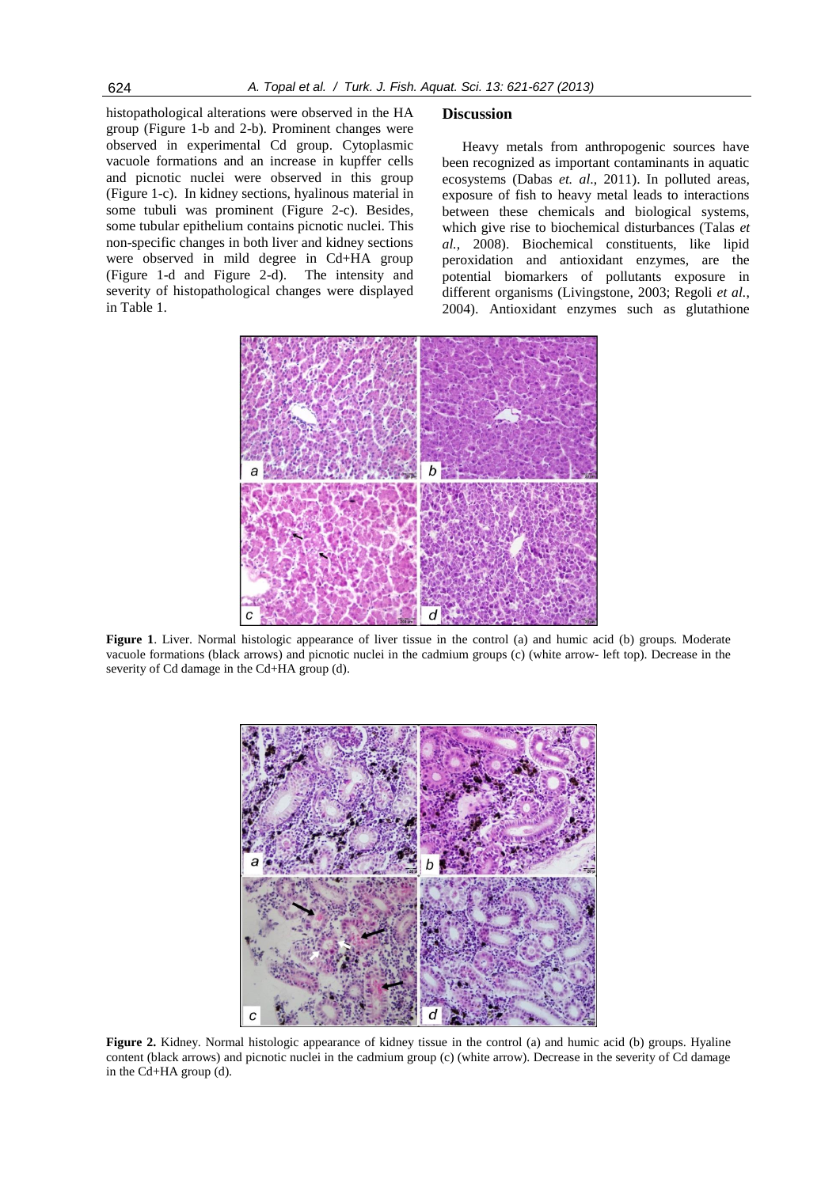histopathological alterations were observed in the HA group (Figure 1-b and 2-b). Prominent changes were observed in experimental Cd group. Cytoplasmic vacuole formations and an increase in kupffer cells and picnotic nuclei were observed in this group (Figure 1-c). In kidney sections, hyalinous material in some tubuli was prominent (Figure 2-c). Besides, some tubular epithelium contains picnotic nuclei. This non-specific changes in both liver and kidney sections were observed in mild degree in Cd+HA group (Figure 1-d and Figure 2-d). The intensity and severity of histopathological changes were displayed in Table 1.

## Discussion

Heavy metals from anthropogenic sources have been recognized as important contaminants in aquatic ecosystems (Dabas *et. al*., 2011). In polluted areas, exposure of fish to heavy metal leads to interactions between these chemicals and biological systems, which give rise to biochemical disturbances (Talas *et al.*, 2008). Biochemical constituents, like lipid peroxidation and antioxidant enzymes, are the potential biomarkers of pollutants exposure in different organisms (Livingstone, 2003; Regoli *et al.*, 2004). Antioxidant enzymes such as glutathione

**Figure 1**. Liver. Normal histologic appearance of liver tissue in the control (a) and humic acid (b) groups. Moderate vacuole formations (black arrows) and picnotic nuclei in the cadmium groups (c) (white arrow- left top). Decrease in the severity of Cd damage in the Cd+HA group (d).

**Figure 2.** Kidney. Normal histologic appearance of kidney tissue in the control (a) and humic acid (b) groups. Hyaline content (black arrows) and picnotic nuclei in the cadmium group (c) (white arrow). Decrease in the severity of Cd damage in the Cd+HA group (d).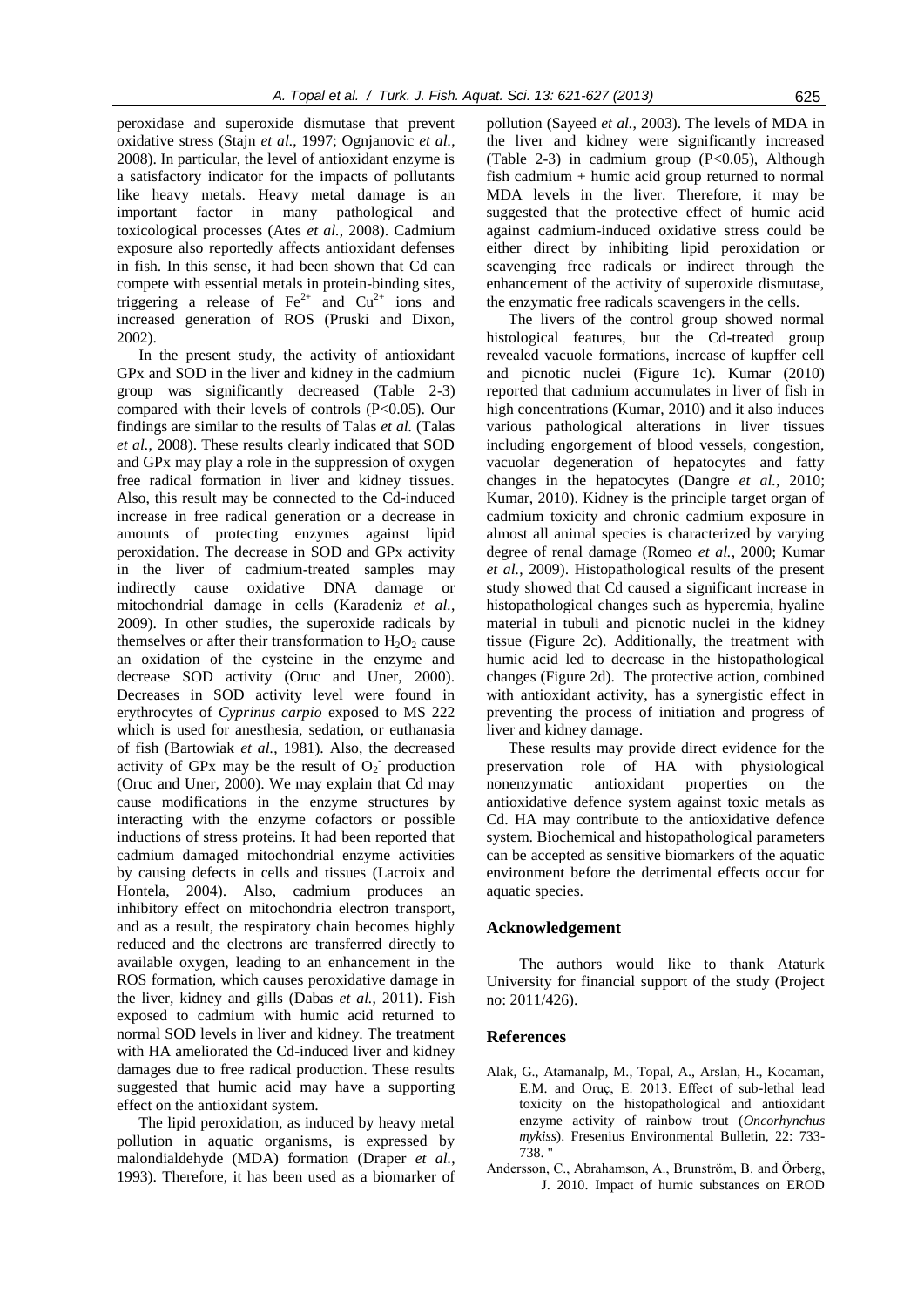peroxidase and superoxide dismutase that prevent oxidative stress (Stajn *et al.*, 1997; Ognjanovic *et al.*, 2008). In particular, the level of antioxidant enzyme is a satisfactory indicator for the impacts of pollutants like heavy metals. Heavy metal damage is an important factor in many pathological and toxicological processes (Ates *et al.*, 2008). Cadmium exposure also reportedly affects antioxidant defenses in fish. In this sense, it had been shown that Cd can compete with essential metals in protein-binding sites, triggering a release of $Fe^{2+}$ and $Cu^{2+}$ ions and increased generation of ROS (Pruski and Dixon, 2002).

In the present study, the activity of antioxidant GPx and SOD in the liver and kidney in the cadmium group was significantly decreased (Table 2-3) compared with their levels of controls ($P<0.05$). Our findings are similar to the results of Talas *et al.* (Talas *et al.*, 2008). These results clearly indicated that SOD and GPx may play a role in the suppression of oxygen free radical formation in liver and kidney tissues. Also, this result may be connected to the Cd-induced increase in free radical generation or a decrease in amounts of protecting enzymes against lipid peroxidation. The decrease in SOD and GPx activity in the liver of cadmium-treated samples may indirectly cause oxidative DNA damage or mitochondrial damage in cells (Karadeniz *et al.*, 2009). In other studies, the superoxide radicals by themselves or after their transformation to $H_2O_2$ cause an oxidation of the cysteine in the enzyme and decrease SOD activity (Oruc and Uner, 2000). Decreases in SOD activity level were found in erythrocytes of *Cyprinus carpio* exposed to MS 222 which is used for anesthesia, sedation, or euthanasia of fish (Bartowiak *et al.*, 1981). Also, the decreased activity of GPx may be the result of $O_2^-$ production (Oruc and Uner, 2000). We may explain that Cd may cause modifications in the enzyme structures by interacting with the enzyme cofactors or possible inductions of stress proteins. It had been reported that cadmium damaged mitochondrial enzyme activities by causing defects in cells and tissues (Lacroix and Hontela, 2004). Also, cadmium produces an inhibitory effect on mitochondria electron transport, and as a result, the respiratory chain becomes highly reduced and the electrons are transferred directly to available oxygen, leading to an enhancement in the ROS formation, which causes peroxidative damage in the liver, kidney and gills (Dabas *et al.*, 2011). Fish exposed to cadmium with humic acid returned to normal SOD levels in liver and kidney. The treatment with HA ameliorated the Cd-induced liver and kidney damages due to free radical production. These results suggested that humic acid may have a supporting effect on the antioxidant system.

The lipid peroxidation, as induced by heavy metal pollution in aquatic organisms, is expressed by malondialdehyde (MDA) formation (Draper *et al.*, 1993). Therefore, it has been used as a biomarker of pollution (Sayeed *et al.*, 2003). The levels of MDA in the liver and kidney were significantly increased (Table 2-3) in cadmium group ($P<0.05$), Although fish cadmium + humic acid group returned to normal MDA levels in the liver. Therefore, it may be suggested that the protective effect of humic acid against cadmium-induced oxidative stress could be either direct by inhibiting lipid peroxidation or scavenging free radicals or indirect through the enhancement of the activity of superoxide dismutase, the enzymatic free radicals scavengers in the cells.

The livers of the control group showed normal histological features, but the Cd-treated group revealed vacuole formations, increase of kupffer cell and picnotic nuclei (Figure 1c). Kumar (2010) reported that cadmium accumulates in liver of fish in high concentrations (Kumar, 2010) and it also induces various pathological alterations in liver tissues including engorgement of blood vessels, congestion, vacuolar degeneration of hepatocytes and fatty changes in the hepatocytes (Dangre *et al.*, 2010; Kumar, 2010). Kidney is the principle target organ of cadmium toxicity and chronic cadmium exposure in almost all animal species is characterized by varying degree of renal damage (Romeo *et al.*, 2000; Kumar *et al.*, 2009). Histopathological results of the present study showed that Cd caused a significant increase in histopathological changes such as hyperemia, hyaline material in tubuli and picnotic nuclei in the kidney tissue (Figure 2c). Additionally, the treatment with humic acid led to decrease in the histopathological changes (Figure 2d). The protective action, combined with antioxidant activity, has a synergistic effect in preventing the process of initiation and progress of liver and kidney damage.

These results may provide direct evidence for the preservation role of HA with physiological nonenzymatic antioxidant properties on the antioxidative defence system against toxic metals as Cd. HA may contribute to the antioxidative defence system. Biochemical and histopathological parameters can be accepted as sensitive biomarkers of the aquatic environment before the detrimental effects occur for aquatic species.

## Acknowledgement

The authors would like to thank Ataturk University for financial support of the study (Project no: 2011/426).

## References

Alak, G., Atamanalp, M., Topal, A., Arslan, H., Kocaman, E.M. and Oruç, E. 2013. Effect of sub-lethal lead toxicity on the histopathological and antioxidant enzyme activity of rainbow trout (*Oncorhynchus mykiss*). Fresenius Environmental Bulletin, 22: 733-738. "

Andersson, C., Abrahamson, A., Brunström, B. and Örberg, J. 2010. Impact of humic substances on EROD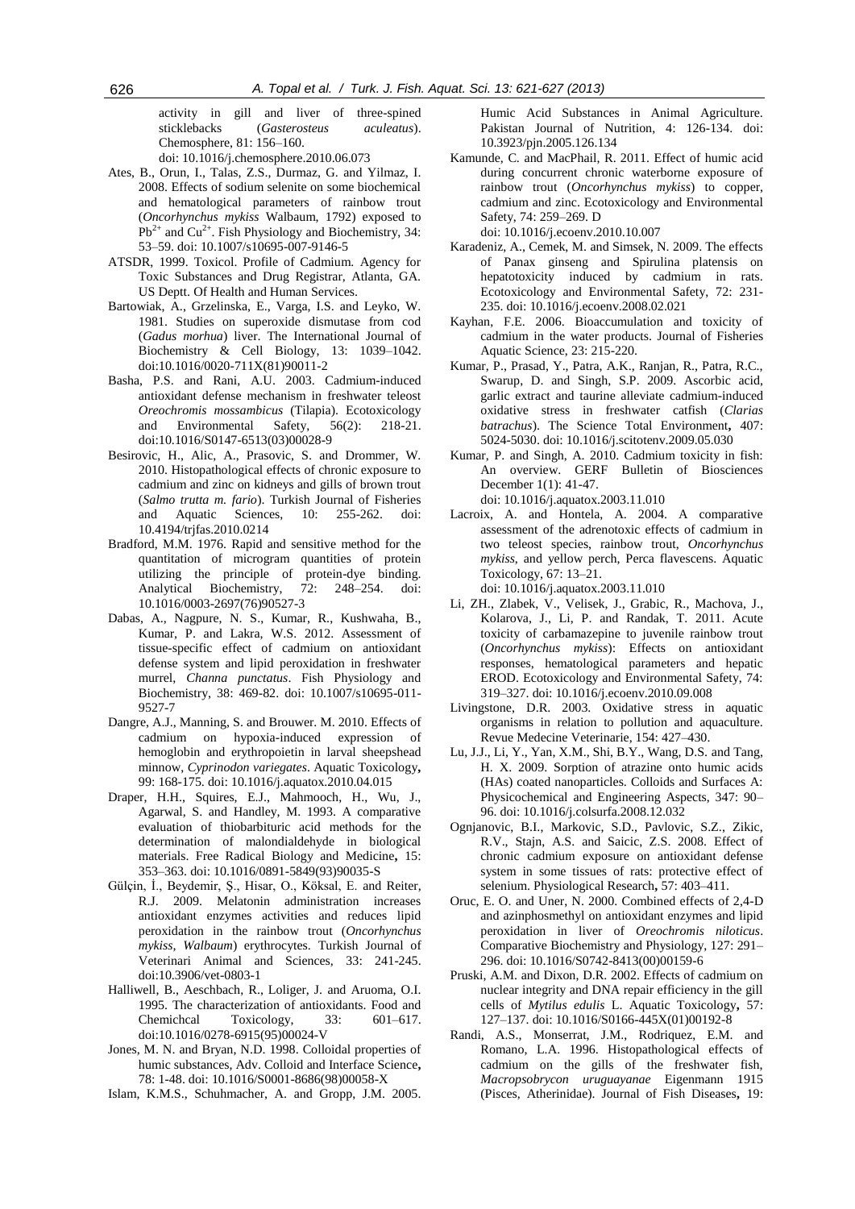activity in gill and liver of three-spined sticklebacks (*Gasterosteus aculeatus*). Chemosphere, 81: 156–160. doi: 10.1016/j.chemosphere.2010.06.073

Ates, B., Orun, I., Talas, Z.S., Durmaz, G. and Yilmaz, I. 2008. Effects of sodium selenite on some biochemical and hematological parameters of rainbow trout (*Oncorhynchus mykiss* Walbaum, 1792) exposed to $Pb^{2+}$ and $Cu^{2+}$. Fish Physiology and Biochemistry, 34: 53–59. doi: 10.1007/s10695-007-9146-5

ATSDR, 1999. Toxicol. Profile of Cadmium. Agency for Toxic Substances and Drug Registrar, Atlanta, GA. US Deptt. Of Health and Human Services.

Bartowiak, A., Grzelinska, E., Varga, I.S. and Leyko, W. 1981. Studies on superoxide dismutase from cod (*Gadus morhua*) liver. The International Journal of Biochemistry & Cell Biology, 13: 1039–1042. doi:10.1016/0020-711X(81)90011-2

Basha, P.S. and Rani, A.U. 2003. Cadmium-induced antioxidant defense mechanism in freshwater teleost *Oreochromis mossambicus* (Tilapia). Ecotoxicology and Environmental Safety, 56(2): 218-21. doi:10.1016/S0147-6513(03)00028-9

Besirovic, H., Alic, A., Prasovic, S. and Drommer, W. 2010. Histopathological effects of chronic exposure to cadmium and zinc on kidneys and gills of brown trout (*Salmo trutta m. fario*). Turkish Journal of Fisheries and Aquatic Sciences, 10: 255-262. doi: 10.4194/trjfas.2010.0214

Bradford, M.M. 1976. Rapid and sensitive method for the quantitation of microgram quantities of protein utilizing the principle of protein-dye binding. Analytical Biochemistry, 72: 248–254. doi: 10.1016/0003-2697(76)90527-3

Dabas, A., Nagpure, N. S., Kumar, R., Kushwaha, B., Kumar, P. and Lakra, W.S. 2012. Assessment of tissue-specific effect of cadmium on antioxidant defense system and lipid peroxidation in freshwater murrel, *Channa punctatus*. Fish Physiology and Biochemistry, 38: 469-82. doi: 10.1007/s10695-011-9527-7

Dangre, A.J., Manning, S. and Brouwer. M. 2010. Effects of cadmium on hypoxia-induced expression of hemoglobin and erythropoietin in larval sheepshead minnow, *Cyprinodon variegates*. Aquatic Toxicology**,** 99: 168-175. doi: 10.1016/j.aquatox.2010.04.015

Draper, H.H., Squires, E.J., Mahmooch, H., Wu, J., Agarwal, S. and Handley, M. 1993. A comparative evaluation of thiobarbituric acid methods for the determination of malondialdehyde in biological materials. Free Radical Biology and Medicine**,** 15: 353–363. doi: 10.1016/0891-5849(93)90035-S

Gülçin, İ., Beydemir, Ş., Hisar, O., Köksal, E. and Reiter, R.J. 2009. Melatonin administration increases antioxidant enzymes activities and reduces lipid peroxidation in the rainbow trout (*Oncorhynchus mykiss, Walbaum*) erythrocytes. Turkish Journal of Veterinari Animal and Sciences, 33: 241-245. doi:10.3906/vet-0803-1

Halliwell, B., Aeschbach, R., Loliger, J. and Aruoma, O.I. 1995. The characterization of antioxidants. Food and Chemichcal Toxicology, 33: 601–617. doi:10.1016/0278-6915(95)00024-V

Jones, M. N. and Bryan, N.D. 1998. Colloidal properties of humic substances, Adv. Colloid and Interface Science**,** 78: 1-48. doi: 10.1016/S0001-8686(98)00058-X

Islam, K.M.S., Schuhmacher, A. and Gropp, J.M. 2005. Humic Acid Substances in Animal Agriculture. Pakistan Journal of Nutrition, 4: 126-134. doi: 10.3923/pjn.2005.126.134

Kamunde, C. and MacPhail, R. 2011. Effect of humic acid during concurrent chronic waterborne exposure of rainbow trout (*Oncorhynchus mykiss*) to copper, cadmium and zinc. Ecotoxicology and Environmental Safety, 74: 259–269. D doi: 10.1016/j.ecoenv.2010.10.007

Karadeniz, A., Cemek, M. and Simsek, N. 2009. The effects of Panax ginseng and Spirulina platensis on hepatotoxicity induced by cadmium in rats. Ecotoxicology and Environmental Safety, 72: 231-235. doi: 10.1016/j.ecoenv.2008.02.021

Kayhan, F.E. 2006. Bioaccumulation and toxicity of cadmium in the water products. Journal of Fisheries Aquatic Science, 23: 215-220.

Kumar, P., Prasad, Y., Patra, A.K., Ranjan, R., Patra, R.C., Swarup, D. and Singh, S.P. 2009. Ascorbic acid, garlic extract and taurine alleviate cadmium-induced oxidative stress in freshwater catfish (*Clarias batrachus*). The Science Total Environment**,** 407: 5024-5030. doi: 10.1016/j.scitotenv.2009.05.030

Kumar, P. and Singh, A. 2010. Cadmium toxicity in fish: An overview. GERF Bulletin of Biosciences December 1(1): 41-47. doi: 10.1016/j.aquatox.2003.11.010

Lacroix, A. and Hontela, A. 2004. A comparative assessment of the adrenotoxic effects of cadmium in two teleost species, rainbow trout, *Oncorhynchus mykiss,* and yellow perch, Perca flavescens. Aquatic Toxicology, 67: 13–21. doi: 10.1016/j.aquatox.2003.11.010

Li, ZH., Zlabek, V., Velisek, J., Grabic, R., Machova, J., Kolarova, J., Li, P. and Randak, T. 2011. Acute toxicity of carbamazepine to juvenile rainbow trout (*Oncorhynchus mykiss*): Effects on antioxidant responses, hematological parameters and hepatic EROD. Ecotoxicology and Environmental Safety, 74: 319–327. doi: 10.1016/j.ecoenv.2010.09.008

Livingstone, D.R. 2003. Oxidative stress in aquatic organisms in relation to pollution and aquaculture. Revue Medecine Veterinarie, 154: 427–430.

Lu, J.J., Li, Y., Yan, X.M., Shi, B.Y., Wang, D.S. and Tang, H. X. 2009. Sorption of atrazine onto humic acids (HAs) coated nanoparticles. Colloids and Surfaces A: Physicochemical and Engineering Aspects, 347: 90–96. doi: 10.1016/j.colsurfa.2008.12.032

Ognjanovic, B.I., Markovic, S.D., Pavlovic, S.Z., Zikic, R.V., Stajn, A.S. and Saicic, Z.S. 2008. Effect of chronic cadmium exposure on antioxidant defense system in some tissues of rats: protective effect of selenium. Physiological Research**,** 57: 403–411.

Oruc, E. O. and Uner, N. 2000. Combined effects of 2,4-D and azinphosmethyl on antioxidant enzymes and lipid peroxidation in liver of *Oreochromis niloticus*. Comparative Biochemistry and Physiology, 127: 291–296. doi: 10.1016/S0742-8413(00)00159-6

Pruski, A.M. and Dixon, D.R. 2002. Effects of cadmium on nuclear integrity and DNA repair efficiency in the gill cells of *Mytilus edulis* L. Aquatic Toxicology**,** 57: 127–137. doi: 10.1016/S0166-445X(01)00192-8

Randi, A.S., Monserrat, J.M., Rodriquez, E.M. and Romano, L.A. 1996. Histopathological effects of cadmium on the gills of the freshwater fish, *Macropsobrycon uruguayanae* Eigenmann 1915 (Pisces, Atherinidae). Journal of Fish Diseases**,** 19: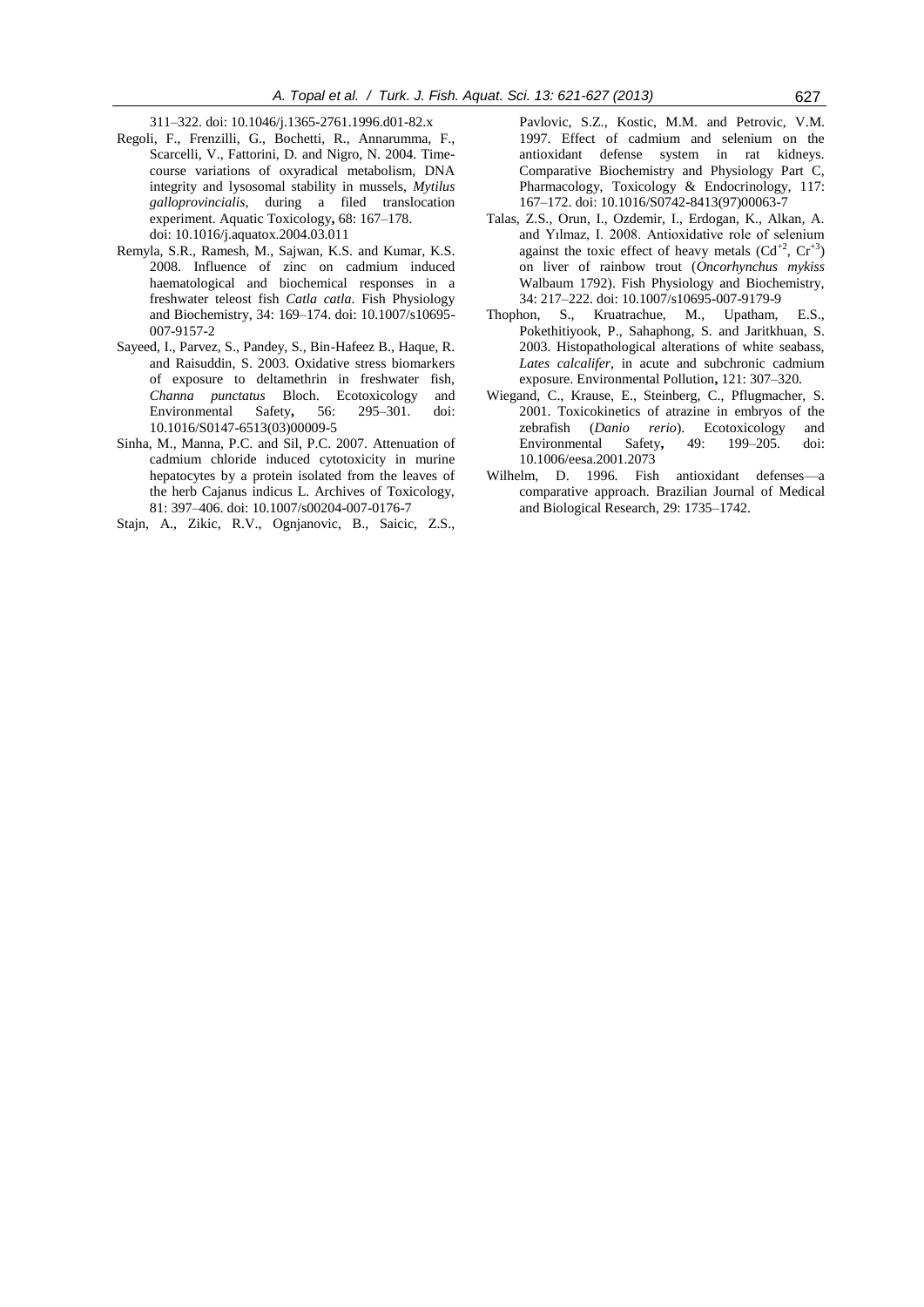311–322. doi: 10.1046/j.1365-2761.1996.d01-82.x

Regoli, F., Frenzilli, G., Bochetti, R., Annarumma, F., Scarcelli, V., Fattorini, D. and Nigro, N. 2004. Time-course variations of oxyradical metabolism, DNA integrity and lysosomal stability in mussels, *Mytilus galloprovincialis,* during a filed translocation experiment. Aquatic Toxicology**,** 68: 167–178. doi: 10.1016/j.aquatox.2004.03.011

Remyla, S.R., Ramesh, M., Sajwan, K.S. and Kumar, K.S. 2008. Influence of zinc on cadmium induced haematological and biochemical responses in a freshwater teleost fish *Catla catla*. Fish Physiology and Biochemistry, 34: 169–174. doi: 10.1007/s10695-007-9157-2

Sayeed, I., Parvez, S., Pandey, S., Bin-Hafeez B., Haque, R. and Raisuddin, S. 2003. Oxidative stress biomarkers of exposure to deltamethrin in freshwater fish, *Channa punctatus* Bloch. Ecotoxicology and Environmental Safety**,** 56: 295–301. doi: 10.1016/S0147-6513(03)00009-5

Sinha, M., Manna, P.C. and Sil, P.C. 2007. Attenuation of cadmium chloride induced cytotoxicity in murine hepatocytes by a protein isolated from the leaves of the herb Cajanus indicus L. Archives of Toxicology, 81: 397–406. doi: 10.1007/s00204-007-0176-7

Stajn, A., Zikic, R.V., Ognjanovic, B., Saicic, Z.S., Pavlovic, S.Z., Kostic, M.M. and Petrovic, V.M. 1997. Effect of cadmium and selenium on the antioxidant defense system in rat kidneys. Comparative Biochemistry and Physiology Part C, Pharmacology, Toxicology & Endocrinology, 117: 167–172. doi: 10.1016/S0742-8413(97)00063-7

Talas, Z.S., Orun, I., Ozdemir, I., Erdogan, K., Alkan, A. and Yılmaz, I. 2008. Antioxidative role of selenium against the toxic effect of heavy metals ($Cd^{+2}$, $Cr^{+3}$) on liver of rainbow trout (*Oncorhynchus mykiss* Walbaum 1792). Fish Physiology and Biochemistry, 34: 217–222. doi: 10.1007/s10695-007-9179-9

Thophon, S., Kruatrachue, M., Upatham, E.S., Pokethitiyook, P., Sahaphong, S. and Jaritkhuan, S. 2003. Histopathological alterations of white seabass, *Lates calcalifer*, in acute and subchronic cadmium exposure. Environmental Pollution**,** 121: 307–320.

Wiegand, C., Krause, E., Steinberg, C., Pflugmacher, S. 2001. Toxicokinetics of atrazine in embryos of the zebrafish (*Danio rerio*). Ecotoxicology and Environmental Safety**,** 49: 199–205. doi: 10.1006/eesa.2001.2073

Wilhelm, D. 1996. Fish antioxidant defenses—a comparative approach. Brazilian Journal of Medical and Biological Research, 29: 1735–1742.